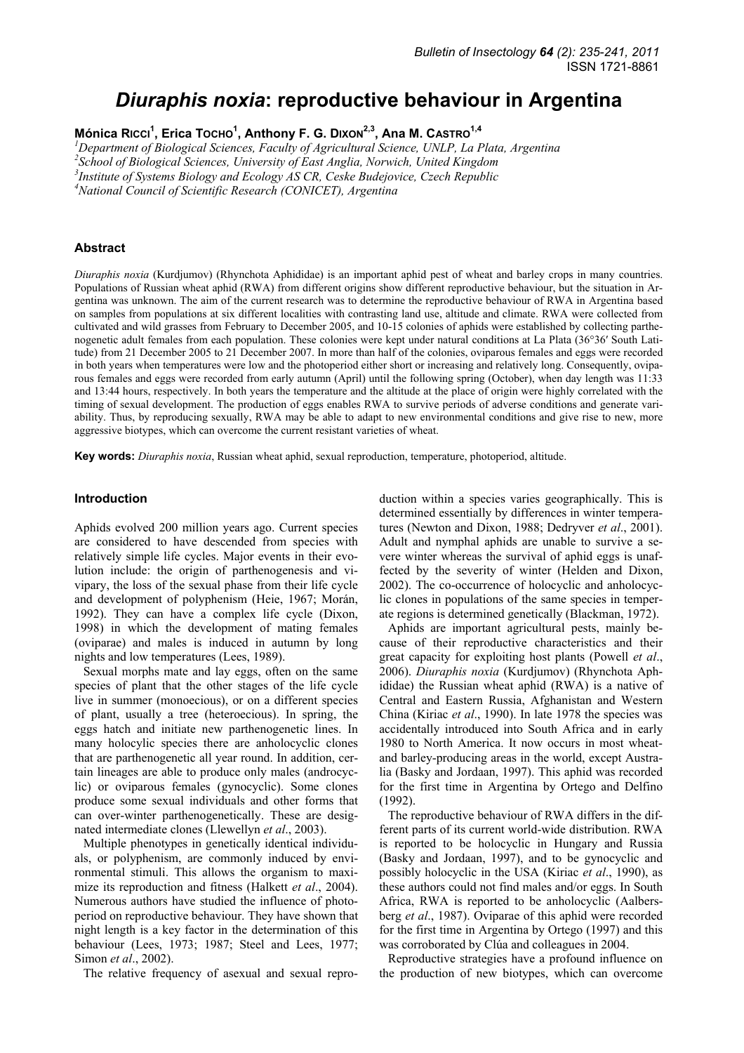# *Diuraphis noxia*: reproductive behaviour in Argentina

**Mónica Ricci[1], Erica Tocho[1], Anthony F. G. Dixon[2,3], Ana M. Castro[1,4]**

[1]Department of Biological Sciences, Faculty of Agricultural Science, UNLP, La Plata, Argentina
[2]School of Biological Sciences, University of East Anglia, Norwich, United Kingdom
[3]Institute of Systems Biology and Ecology AS CR, Ceske Budejovice, Czech Republic
[4]National Council of Scientific Research (CONICET), Argentina

### Abstract

*Diuraphis noxia* (Kurdjumov) (Rhynchota Aphididae) is an important aphid pest of wheat and barley crops in many countries. Populations of Russian wheat aphid (RWA) from different origins show different reproductive behaviour, but the situation in Argentina was unknown. The aim of the current research was to determine the reproductive behaviour of RWA in Argentina based on samples from populations at six different localities with contrasting land use, altitude and climate. RWA were collected from cultivated and wild grasses from February to December 2005, and 10-15 colonies of aphids were established by collecting parthenogenetic adult females from each population. These colonies were kept under natural conditions at La Plata (36°36′ South Latitude) from 21 December 2005 to 21 December 2007. In more than half of the colonies, oviparous females and eggs were recorded in both years when temperatures were low and the photoperiod either short or increasing and relatively long. Consequently, oviparous females and eggs were recorded from early autumn (April) until the following spring (October), when day length was 11:33 and 13:44 hours, respectively. In both years the temperature and the altitude at the place of origin were highly correlated with the timing of sexual development. The production of eggs enables RWA to survive periods of adverse conditions and generate variability. Thus, by reproducing sexually, RWA may be able to adapt to new environmental conditions and give rise to new, more aggressive biotypes, which can overcome the current resistant varieties of wheat.

**Key words:** *Diuraphis noxia*, Russian wheat aphid, sexual reproduction, temperature, photoperiod, altitude.

### Introduction

Aphids evolved 200 million years ago. Current species are considered to have descended from species with relatively simple life cycles. Major events in their evolution include: the origin of parthenogenesis and vivipary, the loss of the sexual phase from their life cycle and development of polyphenism (Heie, 1967; Morán, 1992). They can have a complex life cycle (Dixon, 1998) in which the development of mating females (oviparae) and males is induced in autumn by long nights and low temperatures (Lees, 1989).

Sexual morphs mate and lay eggs, often on the same species of plant that the other stages of the life cycle live in summer (monoecious), or on a different species of plant, usually a tree (heteroecious). In spring, the eggs hatch and initiate new parthenogenetic lines. In many holocylic species there are anholocyclic clones that are parthenogenetic all year round. In addition, certain lineages are able to produce only males (androcyclic) or oviparous females (gynocyclic). Some clones produce some sexual individuals and other forms that can over-winter parthenogenetically. These are designated intermediate clones (Llewellyn *et al*., 2003).

Multiple phenotypes in genetically identical individuals, or polyphenism, are commonly induced by environmental stimuli. This allows the organism to maximize its reproduction and fitness (Halkett *et al*., 2004). Numerous authors have studied the influence of photoperiod on reproductive behaviour. They have shown that night length is a key factor in the determination of this behaviour (Lees, 1973; 1987; Steel and Lees, 1977; Simon *et al*., 2002).

The relative frequency of asexual and sexual reproduction within a species varies geographically. This is determined essentially by differences in winter temperatures (Newton and Dixon, 1988; Dedryver *et al*., 2001). Adult and nymphal aphids are unable to survive a severe winter whereas the survival of aphid eggs is unaffected by the severity of winter (Helden and Dixon, 2002). The co-occurrence of holocyclic and anholocyclic clones in populations of the same species in temperate regions is determined genetically (Blackman, 1972).

Aphids are important agricultural pests, mainly because of their reproductive characteristics and their great capacity for exploiting host plants (Powell *et al*., 2006). *Diuraphis noxia* (Kurdjumov) (Rhynchota Aphididae) the Russian wheat aphid (RWA) is a native of Central and Eastern Russia, Afghanistan and Western China (Kiriac *et al*., 1990). In late 1978 the species was accidentally introduced into South Africa and in early 1980 to North America. It now occurs in most wheat- and barley-producing areas in the world, except Australia (Basky and Jordaan, 1997). This aphid was recorded for the first time in Argentina by Ortego and Delfino (1992).

The reproductive behaviour of RWA differs in the different parts of its current world-wide distribution. RWA is reported to be holocyclic in Hungary and Russia (Basky and Jordaan, 1997), and to be gynocyclic and possibly holocyclic in the USA (Kiriac *et al*., 1990), as these authors could not find males and/or eggs. In South Africa, RWA is reported to be anholocyclic (Aalbersberg *et al*., 1987). Oviparae of this aphid were recorded for the first time in Argentina by Ortego (1997) and this was corroborated by Clúa and colleagues in 2004.

Reproductive strategies have a profound influence on the production of new biotypes, which can overcome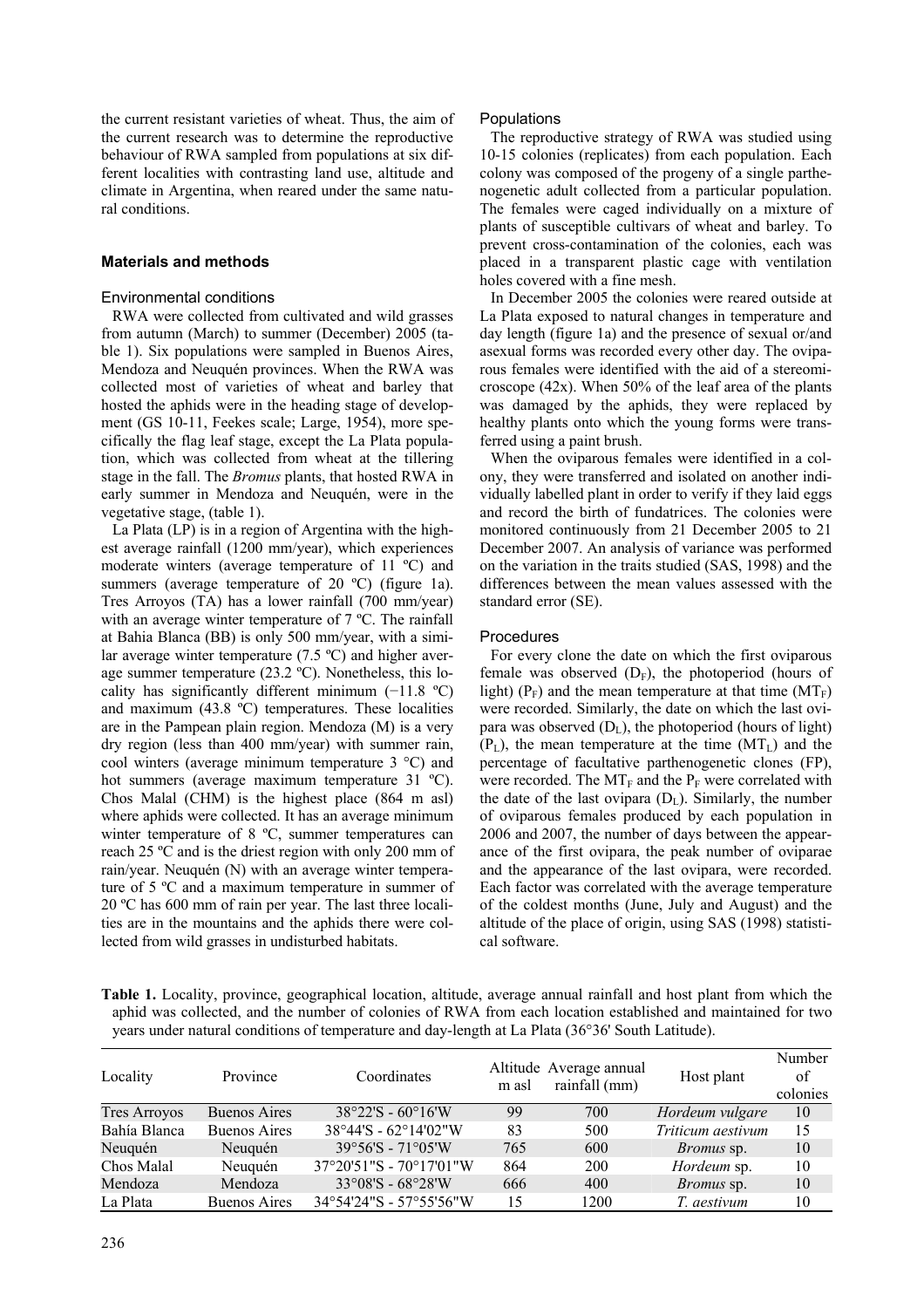the current resistant varieties of wheat. Thus, the aim of the current research was to determine the reproductive behaviour of RWA sampled from populations at six different localities with contrasting land use, altitude and climate in Argentina, when reared under the same natural conditions.

## Materials and methods

### Environmental conditions

RWA were collected from cultivated and wild grasses from autumn (March) to summer (December) 2005 (table 1). Six populations were sampled in Buenos Aires, Mendoza and Neuquén provinces. When the RWA was collected most of varieties of wheat and barley that hosted the aphids were in the heading stage of development (GS 10-11, Feekes scale; Large, 1954), more specifically the flag leaf stage, except the La Plata population, which was collected from wheat at the tillering stage in the fall. The *Bromus* plants, that hosted RWA in early summer in Mendoza and Neuquén, were in the vegetative stage, (table 1).

La Plata (LP) is in a region of Argentina with the highest average rainfall (1200 mm/year), which experiences moderate winters (average temperature of 11 ºC) and summers (average temperature of 20 ºC) (figure 1a). Tres Arroyos (TA) has a lower rainfall (700 mm/year) with an average winter temperature of 7 ºC. The rainfall at Bahia Blanca (BB) is only 500 mm/year, with a similar average winter temperature (7.5 ºC) and higher average summer temperature (23.2 ºC). Nonetheless, this locality has significantly different minimum (−11.8 ºC) and maximum (43.8 ºC) temperatures. These localities are in the Pampean plain region. Mendoza (M) is a very dry region (less than 400 mm/year) with summer rain, cool winters (average minimum temperature 3 °C) and hot summers (average maximum temperature 31 ºC). Chos Malal (CHM) is the highest place (864 m asl) where aphids were collected. It has an average minimum winter temperature of 8 ºC, summer temperatures can reach 25 ºC and is the driest region with only 200 mm of rain/year. Neuquén (N) with an average winter temperature of 5 ºC and a maximum temperature in summer of 20 ºC has 600 mm of rain per year. The last three localities are in the mountains and the aphids there were collected from wild grasses in undisturbed habitats.

### Populations

The reproductive strategy of RWA was studied using 10-15 colonies (replicates) from each population. Each colony was composed of the progeny of a single parthenogenetic adult collected from a particular population. The females were caged individually on a mixture of plants of susceptible cultivars of wheat and barley. To prevent cross-contamination of the colonies, each was placed in a transparent plastic cage with ventilation holes covered with a fine mesh.

In December 2005 the colonies were reared outside at La Plata exposed to natural changes in temperature and day length (figure 1a) and the presence of sexual or/and asexual forms was recorded every other day. The oviparous females were identified with the aid of a stereomicroscope (42x). When 50% of the leaf area of the plants was damaged by the aphids, they were replaced by healthy plants onto which the young forms were transferred using a paint brush.

When the oviparous females were identified in a colony, they were transferred and isolated on another individually labelled plant in order to verify if they laid eggs and record the birth of fundatrices. The colonies were monitored continuously from 21 December 2005 to 21 December 2007. An analysis of variance was performed on the variation in the traits studied (SAS, 1998) and the differences between the mean values assessed with the standard error (SE).

### Procedures

For every clone the date on which the first oviparous female was observed ($D_F$), the photoperiod (hours of light) ($P_F$) and the mean temperature at that time ($MT_F$) were recorded. Similarly, the date on which the last ovipara was observed ($D_L$), the photoperiod (hours of light) ($P_L$), the mean temperature at the time ($MT_L$) and the percentage of facultative parthenogenetic clones (FP), were recorded. The $MT_F$ and the $P_F$ were correlated with the date of the last ovipara ($D_L$). Similarly, the number of oviparous females produced by each population in 2006 and 2007, the number of days between the appearance of the first ovipara, the peak number of oviparae and the appearance of the last ovipara, were recorded. Each factor was correlated with the average temperature of the coldest months (June, July and August) and the altitude of the place of origin, using SAS (1998) statistical software.

**Table 1.** Locality, province, geographical location, altitude, average annual rainfall and host plant from which the aphid was collected, and the number of colonies of RWA from each location established and maintained for two years under natural conditions of temperature and day-length at La Plata (36°36' South Latitude).

| Locality | Province | Coordinates | Altitude m asl | Average annual rainfall (mm) | Host plant | Number of colonies |
|---|---|---|---|---|---|---|
| Tres Arroyos | Buenos Aires | 38°22'S - 60°16'W | 99 | 700 | *Hordeum vulgare* | 10 |
| Bahía Blanca | Buenos Aires | 38°44'S - 62°14'02"W | 83 | 500 | *Triticum aestivum* | 15 |
| Neuquén | Neuquén | 39°56'S - 71°05'W | 765 | 600 | *Bromus* sp. | 10 |
| Chos Malal | Neuquén | 37°20'51"S - 70°17'01"W | 864 | 200 | *Hordeum* sp. | 10 |
| Mendoza | Mendoza | 33°08'S - 68°28'W | 666 | 400 | *Bromus* sp. | 10 |
| La Plata | Buenos Aires | 34°54'24"S - 57°55'56"W | 15 | 1200 | *T. aestivum* | 10 |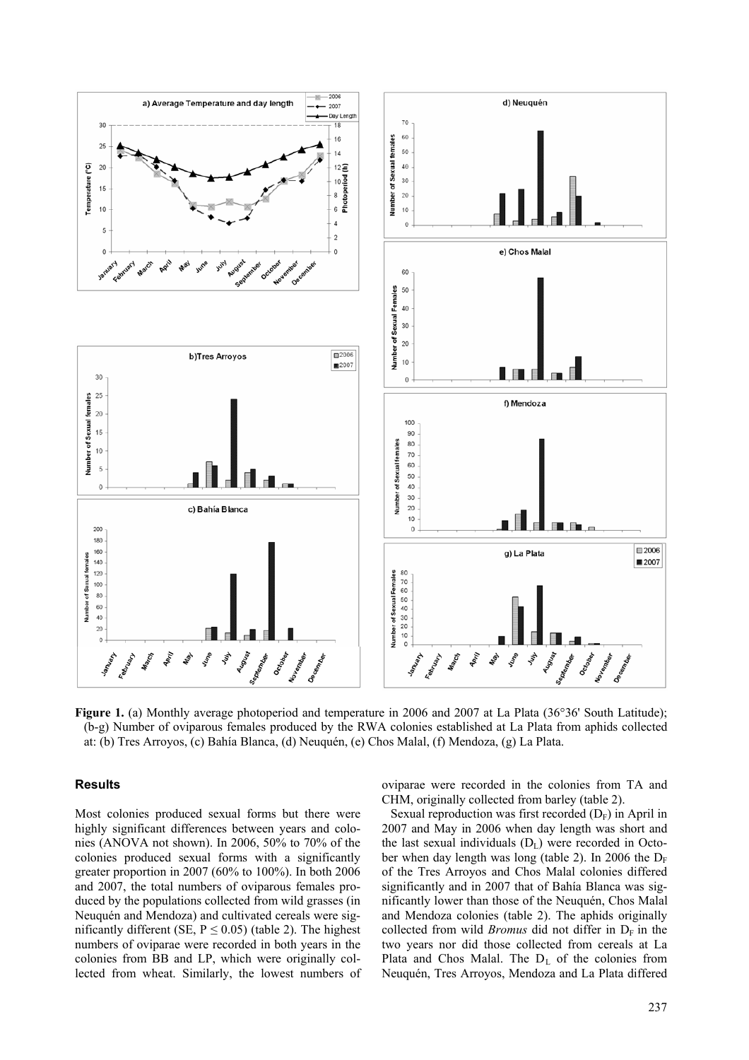**Figure 1.** (a) Monthly average photoperiod and temperature in 2006 and 2007 at La Plata (36°36' South Latitude); (b-g) Number of oviparous females produced by the RWA colonies established at La Plata from aphids collected at: (b) Tres Arroyos, (c) Bahía Blanca, (d) Neuquén, (e) Chos Malal, (f) Mendoza, (g) La Plata.

## Results

Most colonies produced sexual forms but there were highly significant differences between years and colonies (ANOVA not shown). In 2006, 50% to 70% of the colonies produced sexual forms with a significantly greater proportion in 2007 (60% to 100%). In both 2006 and 2007, the total numbers of oviparous females produced by the populations collected from wild grasses (in Neuquén and Mendoza) and cultivated cereals were significantly different (SE, $P \leq 0.05$) (table 2). The highest numbers of oviparae were recorded in both years in the colonies from BB and LP, which were originally collected from wheat. Similarly, the lowest numbers of oviparae were recorded in the colonies from TA and CHM, originally collected from barley (table 2).

Sexual reproduction was first recorded ($D_F$) in April in 2007 and May in 2006 when day length was short and the last sexual individuals ($D_L$) were recorded in October when day length was long (table 2). In 2006 the $D_F$ of the Tres Arroyos and Chos Malal colonies differed significantly and in 2007 that of Bahía Blanca was significantly lower than those of the Neuquén, Chos Malal and Mendoza colonies (table 2). The aphids originally collected from wild *Bromus* did not differ in $D_F$ in the two years nor did those collected from cereals at La Plata and Chos Malal. The $D_L$ of the colonies from Neuquén, Tres Arroyos, Mendoza and La Plata differed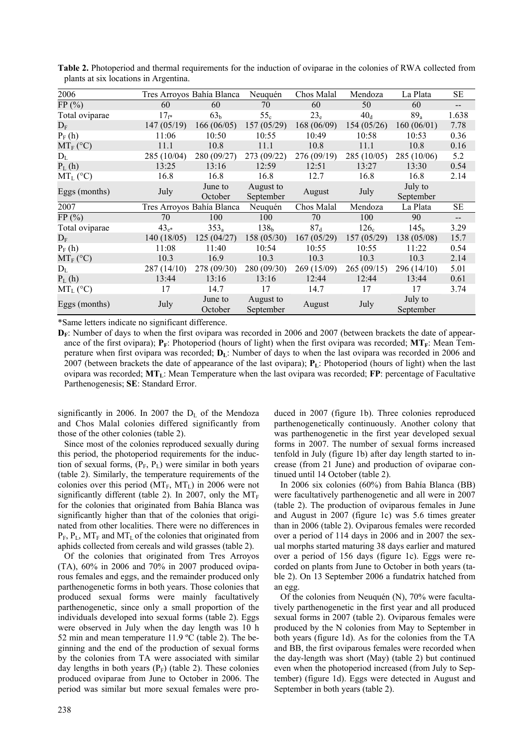**Table 2.** Photoperiod and thermal requirements for the induction of oviparae in the colonies of RWA collected from plants at six locations in Argentina.

| 2006 | Tres Arroyos | Bahía Blanca | Neuquén | Chos Malal | Mendoza | La Plata | SE |
|---|---|---|---|---|---|---|---|
| FP (%) | 60 | 60 | 70 | 60 | 50 | 60 | -- |
| Total oviparae | $17_{f*}$ | $63_b$ | $55_c$ | $23_e$ | $40_d$ | $89_a$ | 1.638 |
| $D_F$ | 147 (05/19) | 166 (06/05) | 157 (05/29) | 168 (06/09) | 154 (05/26) | 160 (06/01) | 7.78 |
| $P_F$ (h) | 11:06 | 10:50 | 10:55 | 10:49 | 10:58 | 10:53 | 0.36 |
| $MT_F$ (°C) | 11.1 | 10.8 | 11.1 | 10.8 | 11.1 | 10.8 | 0.16 |
| $D_L$ | 285 (10/04) | 280 (09/27) | 273 (09/22) | 276 (09/19) | 285 (10/05) | 285 (10/06) | 5.2 |
| $P_L$ (h) | 13:25 | 13:16 | 12:59 | 12:51 | 13:27 | 13:30 | 0.54 |
| $MT_L$ (°C) | 16.8 | 16.8 | 16.8 | 12.7 | 16.8 | 16.8 | 2.14 |
| Eggs (months) | July | June to October | August to September | August | July | July to September | |
| **2007** | **Tres Arroyos** | **Bahía Blanca** | **Neuquén** | **Chos Malal** | **Mendoza** | **La Plata** | **SE** |
| FP (%) | 70 | 100 | 100 | 70 | 100 | 90 | -- |
| Total oviparae | $43_{e*}$ | $353_a$ | $138_b$ | $87_d$ | $126_c$ | $145_b$ | 3.29 |
| $D_F$ | 140 (18/05) | 125 (04/27) | 158 (05/30) | 167 (05/29) | 157 (05/29) | 138 (05/08) | 15.7 |
| $P_F$ (h) | 11:08 | 11:40 | 10:54 | 10:55 | 10:55 | 11:22 | 0.54 |
| $MT_F$ (°C) | 10.3 | 16.9 | 10.3 | 10.3 | 10.3 | 10.3 | 2.14 |
| $D_L$ | 287 (14/10) | 278 (09/30) | 280 (09/30) | 269 (15/09) | 265 (09/15) | 296 (14/10) | 5.01 |
| $P_L$ (h) | 13:44 | 13:16 | 13:16 | 12:44 | 12:44 | 13:44 | 0.61 |
| $MT_L$ (°C) | 17 | 14.7 | 17 | 14.7 | 17 | 17 | 3.74 |
| Eggs (months) | July | June to October | August to September | August | July | July to September | |

*Same letters indicate no significant difference.

**$D_F$**: Number of days to when the first ovipara was recorded in 2006 and 2007 (between brackets the date of appearance of the first ovipara); **$P_F$**: Photoperiod (hours of light) when the first ovipara was recorded; **$MT_F$**: Mean Temperature when first ovipara was recorded; **$D_L$**: Number of days to when the last ovipara was recorded in 2006 and 2007 (between brackets the date of appearance of the last ovipara); **$P_L$**: Photoperiod (hours of light) when the last ovipara was recorded; **$MT_L$**: Mean Temperature when the last ovipara was recorded; **FP**: percentage of Facultative Parthenogenesis; **SE**: Standard Error.

significantly in 2006. In 2007 the $D_L$ of the Mendoza and Chos Malal colonies differed significantly from those of the other colonies (table 2).

Since most of the colonies reproduced sexually during this period, the photoperiod requirements for the induction of sexual forms, ($P_F$, $P_L$) were similar in both years (table 2). Similarly, the temperature requirements of the colonies over this period ($MT_F$, $MT_L$) in 2006 were not significantly different (table 2). In 2007, only the $MT_F$ for the colonies that originated from Bahía Blanca was significantly higher than that of the colonies that originated from other localities. There were no differences in $P_F$, $P_L$, $MT_F$ and $MT_L$ of the colonies that originated from aphids collected from cereals and wild grasses (table 2).

Of the colonies that originated from Tres Arroyos (TA), 60% in 2006 and 70% in 2007 produced oviparous females and eggs, and the remainder produced only parthenogenetic forms in both years. Those colonies that produced sexual forms were mainly facultatively parthenogenetic, since only a small proportion of the individuals developed into sexual forms (table 2). Eggs were observed in July when the day length was 10 h 52 min and mean temperature 11.9 ºC (table 2). The beginning and the end of the production of sexual forms by the colonies from TA were associated with similar day lengths in both years ($P_F$) (table 2). These colonies produced oviparae from June to October in 2006. The period was similar but more sexual females were produced in 2007 (figure 1b). Three colonies reproduced parthenogenetically continuously. Another colony that was parthenogenetic in the first year developed sexual forms in 2007. The number of sexual forms increased tenfold in July (figure 1b) after day length started to increase (from 21 June) and production of oviparae continued until 14 October (table 2).

In 2006 six colonies (60%) from Bahía Blanca (BB) were facultatively parthenogenetic and all were in 2007 (table 2). The production of oviparous females in June and August in 2007 (figure 1c) was 5.6 times greater than in 2006 (table 2). Oviparous females were recorded over a period of 114 days in 2006 and in 2007 the sexual morphs started maturing 38 days earlier and matured over a period of 156 days (figure 1c). Eggs were recorded on plants from June to October in both years (table 2). On 13 September 2006 a fundatrix hatched from an egg.

Of the colonies from Neuquén (N), 70% were facultatively parthenogenetic in the first year and all produced sexual forms in 2007 (table 2). Oviparous females were produced by the N colonies from May to September in both years (figure 1d). As for the colonies from the TA and BB, the first oviparous females were recorded when the day-length was short (May) (table 2) but continued even when the photoperiod increased (from July to September) (figure 1d). Eggs were detected in August and September in both years (table 2).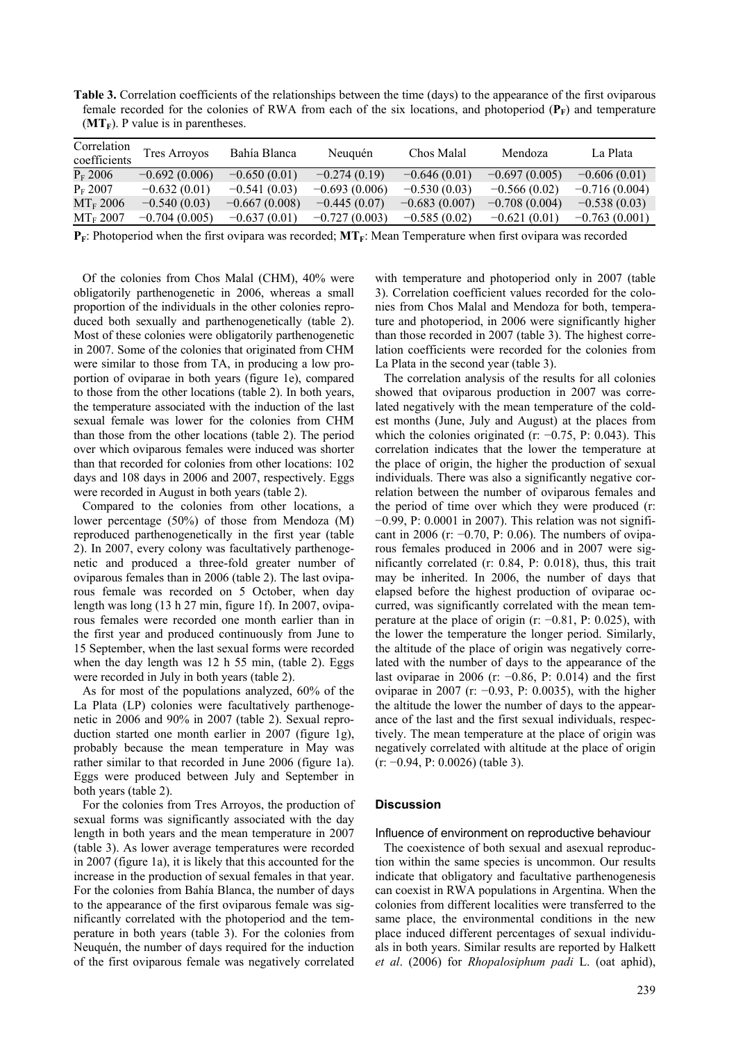**Table 3.** Correlation coefficients of the relationships between the time (days) to the appearance of the first oviparous female recorded for the colonies of RWA from each of the six locations, and photoperiod ($\mathbf{P_F}$) and temperature ($\mathbf{MT_F}$). P value is in parentheses.

| Correlation coefficients | Tres Arroyos | Bahía Blanca | Neuquén | Chos Malal | Mendoza | La Plata |
|---|---|---|---|---|---|---|
| $P_F$ 2006 | −0.692 (0.006) | −0.650 (0.01) | −0.274 (0.19) | −0.646 (0.01) | −0.697 (0.005) | −0.606 (0.01) |
| $P_F$ 2007 | −0.632 (0.01) | −0.541 (0.03) | −0.693 (0.006) | −0.530 (0.03) | −0.566 (0.02) | −0.716 (0.004) |
| $MT_F$ 2006 | −0.540 (0.03) | −0.667 (0.008) | −0.445 (0.07) | −0.683 (0.007) | −0.708 (0.004) | −0.538 (0.03) |
| $MT_F$ 2007 | −0.704 (0.005) | −0.637 (0.01) | −0.727 (0.003) | −0.585 (0.02) | −0.621 (0.01) | −0.763 (0.001) |

$\mathbf{P_F}$: Photoperiod when the first ovipara was recorded; $\mathbf{MT_F}$: Mean Temperature when first ovipara was recorded

Of the colonies from Chos Malal (CHM), 40% were obligatorily parthenogenetic in 2006, whereas a small proportion of the individuals in the other colonies reproduced both sexually and parthenogenetically (table 2). Most of these colonies were obligatorily parthenogenetic in 2007. Some of the colonies that originated from CHM were similar to those from TA, in producing a low proportion of oviparae in both years (figure 1e), compared to those from the other locations (table 2). In both years, the temperature associated with the induction of the last sexual female was lower for the colonies from CHM than those from the other locations (table 2). The period over which oviparous females were induced was shorter than that recorded for colonies from other locations: 102 days and 108 days in 2006 and 2007, respectively. Eggs were recorded in August in both years (table 2).

Compared to the colonies from other locations, a lower percentage (50%) of those from Mendoza (M) reproduced parthenogenetically in the first year (table 2). In 2007, every colony was facultatively parthenogenetic and produced a three-fold greater number of oviparous females than in 2006 (table 2). The last oviparous female was recorded on 5 October, when day length was long (13 h 27 min, figure 1f). In 2007, oviparous females were recorded one month earlier than in the first year and produced continuously from June to 15 September, when the last sexual forms were recorded when the day length was 12 h 55 min, (table 2). Eggs were recorded in July in both years (table 2).

As for most of the populations analyzed, 60% of the La Plata (LP) colonies were facultatively parthenogenetic in 2006 and 90% in 2007 (table 2). Sexual reproduction started one month earlier in 2007 (figure 1g), probably because the mean temperature in May was rather similar to that recorded in June 2006 (figure 1a). Eggs were produced between July and September in both years (table 2).

For the colonies from Tres Arroyos, the production of sexual forms was significantly associated with the day length in both years and the mean temperature in 2007 (table 3). As lower average temperatures were recorded in 2007 (figure 1a), it is likely that this accounted for the increase in the production of sexual females in that year. For the colonies from Bahía Blanca, the number of days to the appearance of the first oviparous female was significantly correlated with the photoperiod and the temperature in both years (table 3). For the colonies from Neuquén, the number of days required for the induction of the first oviparous female was negatively correlated with temperature and photoperiod only in 2007 (table 3). Correlation coefficient values recorded for the colonies from Chos Malal and Mendoza for both, temperature and photoperiod, in 2006 were significantly higher than those recorded in 2007 (table 3). The highest correlation coefficients were recorded for the colonies from La Plata in the second year (table 3).

The correlation analysis of the results for all colonies showed that oviparous production in 2007 was correlated negatively with the mean temperature of the coldest months (June, July and August) at the places from which the colonies originated (r: −0.75, P: 0.043). This correlation indicates that the lower the temperature at the place of origin, the higher the production of sexual individuals. There was also a significantly negative correlation between the number of oviparous females and the period of time over which they were produced (r: −0.99, P: 0.0001 in 2007). This relation was not significant in 2006 (r: −0.70, P: 0.06). The numbers of oviparous females produced in 2006 and in 2007 were significantly correlated (r: 0.84, P: 0.018), thus, this trait may be inherited. In 2006, the number of days that elapsed before the highest production of oviparae occurred, was significantly correlated with the mean temperature at the place of origin (r: −0.81, P: 0.025), with the lower the temperature the longer period. Similarly, the altitude of the place of origin was negatively correlated with the number of days to the appearance of the last oviparae in 2006 (r: −0.86, P: 0.014) and the first oviparae in 2007 (r: −0.93, P: 0.0035), with the higher the altitude the lower the number of days to the appearance of the last and the first sexual individuals, respectively. The mean temperature at the place of origin was negatively correlated with altitude at the place of origin (r: −0.94, P: 0.0026) (table 3).

## Discussion

### Influence of environment on reproductive behaviour

The coexistence of both sexual and asexual reproduction within the same species is uncommon. Our results indicate that obligatory and facultative parthenogenesis can coexist in RWA populations in Argentina. When the colonies from different localities were transferred to the same place, the environmental conditions in the new place induced different percentages of sexual individuals in both years. Similar results are reported by Halkett *et al*. (2006) for *Rhopalosiphum padi* L. (oat aphid),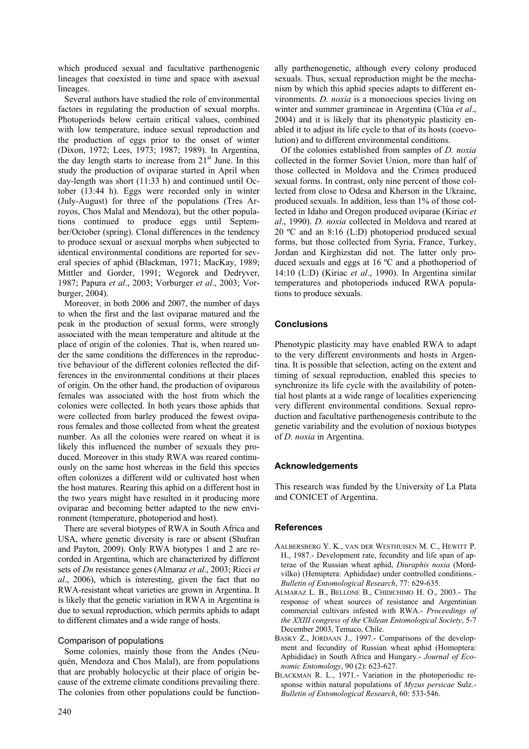which produced sexual and facultative parthenogenic lineages that coexisted in time and space with asexual lineages.

Several authors have studied the role of environmental factors in regulating the production of sexual morphs. Photoperiods below certain critical values, combined with low temperature, induce sexual reproduction and the production of eggs prior to the onset of winter (Dixon, 1972; Lees, 1973; 1987; 1989). In Argentina, the day length starts to increase from 21st June. In this study the production of oviparae started in April when day-length was short (11:33 h) and continued until October (13:44 h). Eggs were recorded only in winter (July-August) for three of the populations (Tres Arroyos, Chos Malal and Mendoza), but the other populations continued to produce eggs until September/October (spring). Clonal differences in the tendency to produce sexual or asexual morphs when subjected to identical environmental conditions are reported for several species of aphid (Blackman, 1971; MacKay, 1989; Mittler and Gorder, 1991; Wegorek and Dedryver, 1987; Papura *et al*., 2003; Vorburger *et al*., 2003; Vorburger, 2004).

Moreover, in both 2006 and 2007, the number of days to when the first and the last oviparae matured and the peak in the production of sexual forms, were strongly associated with the mean temperature and altitude at the place of origin of the colonies. That is, when reared under the same conditions the differences in the reproductive behaviour of the different colonies reflected the differences in the environmental conditions at their places of origin. On the other hand, the production of oviparous females was associated with the host from which the colonies were collected. In both years those aphids that were collected from barley produced the fewest oviparous females and those collected from wheat the greatest number. As all the colonies were reared on wheat it is likely this influenced the number of sexuals they produced. Moreover in this study RWA was reared continuously on the same host whereas in the field this species often colonizes a different wild or cultivated host when the host matures. Rearing this aphid on a different host in the two years might have resulted in it producing more oviparae and becoming better adapted to the new environment (temperature, photoperiod and host).

There are several biotypes of RWA in South Africa and USA, where genetic diversity is rare or absent (Shufran and Payton, 2009). Only RWA biotypes 1 and 2 are recorded in Argentina, which are characterized by different sets of *Dn* resistance genes (Almaraz *et al*., 2003; Ricci *et al*., 2006), which is interesting, given the fact that no RWA-resistant wheat varieties are grown in Argentina. It is likely that the genetic variation in RWA in Argentina is due to sexual reproduction, which permits aphids to adapt to different climates and a wide range of hosts.

### Comparison of populations

Some colonies, mainly those from the Andes (Neuquén, Mendoza and Chos Malal), are from populations that are probably holocyclic at their place of origin because of the extreme climate conditions prevailing there. The colonies from other populations could be functionally parthenogenetic, although every colony produced sexuals. Thus, sexual reproduction might be the mechanism by which this aphid species adapts to different environments. *D. noxia* is a monoecious species living on winter and summer gramineae in Argentina (Clúa *et al*., 2004) and it is likely that its phenotypic plasticity enabled it to adjust its life cycle to that of its hosts (coevolution) and to different environmental conditions.

Of the colonies established from samples of *D. noxia* collected in the former Soviet Union, more than half of those collected in Moldova and the Crimea produced sexual forms. In contrast, only nine percent of those collected from close to Odesa and Kherson in the Ukraine, produced sexuals. In addition, less than 1% of those collected in Idaho and Oregon produced oviparae (Kiriac *et al*., 1990). *D. noxia* collected in Moldova and reared at 20 ºC and an 8:16 (L:D) photoperiod produced sexual forms, but those collected from Syria, France, Turkey, Jordan and Kirghizstan did not. The latter only produced sexuals and eggs at 16 ºC and a phothoperiod of 14:10 (L:D) (Kiriac *et al*., 1990). In Argentina similar temperatures and photoperiods induced RWA populations to produce sexuals.

## Conclusions

Phenotypic plasticity may have enabled RWA to adapt to the very different environments and hosts in Argentina. It is possible that selection, acting on the extent and timing of sexual reproduction, enabled this species to synchronize its life cycle with the availability of potential host plants at a wide range of localities experiencing very different environmental conditions. Sexual reproduction and facultative parthenogenesis contribute to the genetic variability and the evolution of noxious biotypes of *D. noxia* in Argentina.

## Acknowledgements

This research was funded by the University of La Plata and CONICET of Argentina.

## References

AALBERSBERG Y. K., VAN DER WESTHUISEN M. C., HEWITT P. H., 1987.- Development rate, fecundity and life span of apterae of the Russian wheat aphid, *Diuraphis noxia* (Mordvilko) (Hemiptera: Aphididae) under controlled conditions.- *Bulletin of Entomological Research*, 77: 629-635.

ALMARAZ L. B., BELLONE B., CHIDICHIMO H. O., 2003.- The response of wheat sources of resistance and Argentinian commercial cultivars infested with RWA.- *Proceedings of the XXIII congress of the Chilean Entomological Society*, 5-7 December 2003, Temuco, Chile.

BASKY Z., JORDAAN J., 1997.- Comparisons of the development and fecundity of Russian wheat aphid (Homoptera: Aphididae) in South Africa and Hungary.- *Journal of Economic Entomology*, 90 (2): 623-627.

BLACKMAN R. L., 1971.- Variation in the photoperiodic response within natural populations of *Myzus persicae* Sulz.- *Bulletin of Entomological Research*, 60: 533-546.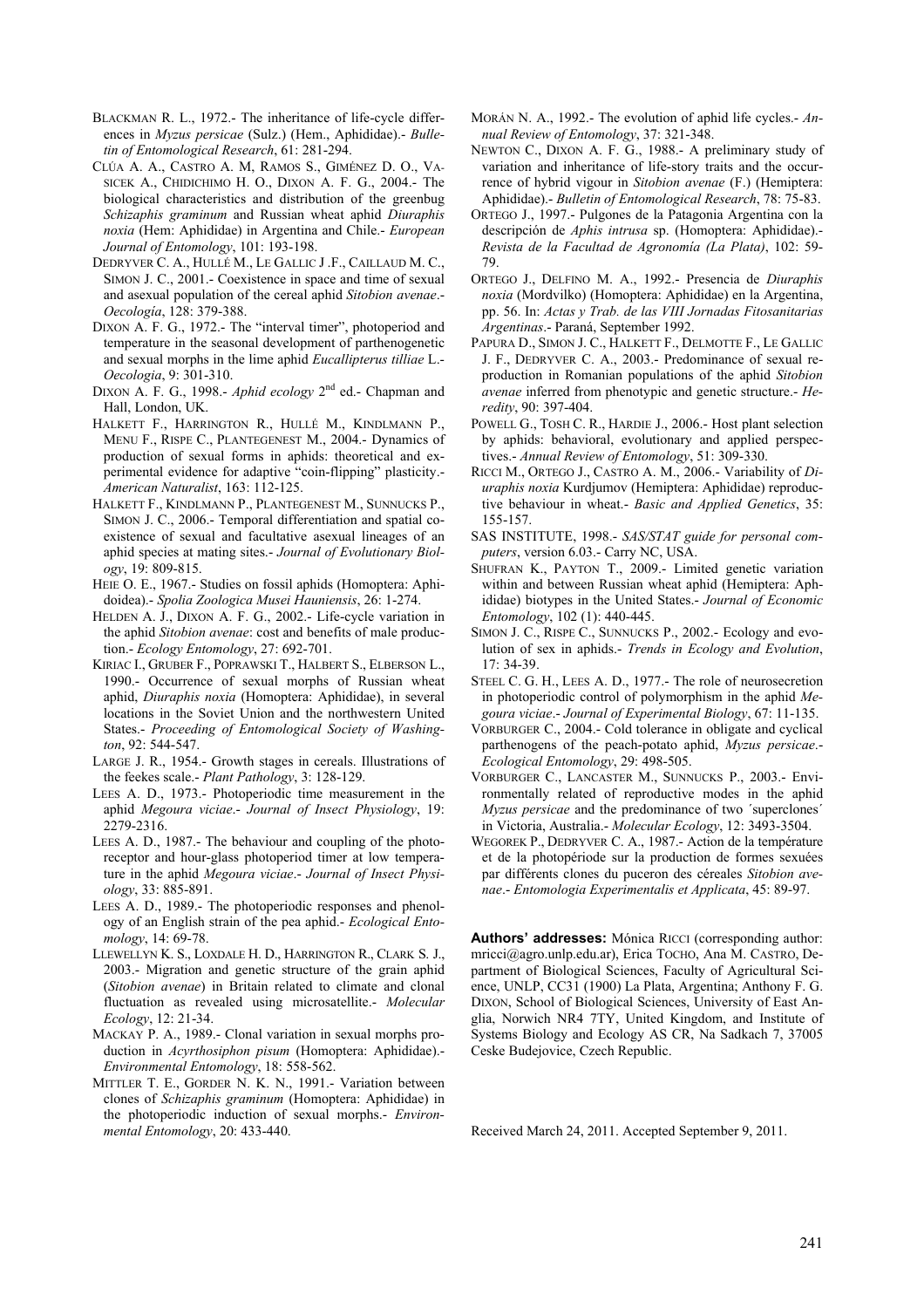BLACKMAN R. L., 1972.- The inheritance of life-cycle differences in *Myzus persicae* (Sulz.) (Hem., Aphididae).- *Bulletin of Entomological Research*, 61: 281-294.

CLÚA A. A., CASTRO A. M, RAMOS S., GIMÉNEZ D. O., VASICEK A., CHIDICHIMO H. O., DIXON A. F. G., 2004.- The biological characteristics and distribution of the greenbug *Schizaphis graminum* and Russian wheat aphid *Diuraphis noxia* (Hem: Aphididae) in Argentina and Chile.- *European Journal of Entomology*, 101: 193-198.

DEDRYVER C. A., HULLÉ M., LE GALLIC J .F., CAILLAUD M. C., SIMON J. C., 2001.- Coexistence in space and time of sexual and asexual population of the cereal aphid *Sitobion avenae*.- *Oecología*, 128: 379-388.

DIXON A. F. G., 1972.- The "interval timer", photoperiod and temperature in the seasonal development of parthenogenetic and sexual morphs in the lime aphid *Eucallipterus tilliae* L.- *Oecologia*, 9: 301-310.

DIXON A. F. G., 1998.- *Aphid ecology* 2nd ed.- Chapman and Hall, London, UK.

HALKETT F., HARRINGTON R., HULLÉ M., KINDLMANN P., MENU F., RISPE C., PLANTEGENEST M., 2004.- Dynamics of production of sexual forms in aphids: theoretical and experimental evidence for adaptive "coin-flipping" plasticity.- *American Naturalist*, 163: 112-125.

HALKETT F., KINDLMANN P., PLANTEGENEST M., SUNNUCKS P., SIMON J. C., 2006.- Temporal differentiation and spatial coexistence of sexual and facultative asexual lineages of an aphid species at mating sites.- *Journal of Evolutionary Biology*, 19: 809-815.

HEIE O. E., 1967.- Studies on fossil aphids (Homoptera: Aphidoidea).- *Spolia Zoologica Musei Hauniensis*, 26: 1-274.

HELDEN A. J., DIXON A. F. G., 2002.- Life-cycle variation in the aphid *Sitobion avenae*: cost and benefits of male production.- *Ecology Entomology*, 27: 692-701.

KIRIAC I., GRUBER F., POPRAWSKI T., HALBERT S., ELBERSON L., 1990.- Occurrence of sexual morphs of Russian wheat aphid, *Diuraphis noxia* (Homoptera: Aphididae), in several locations in the Soviet Union and the northwestern United States.- *Proceeding of Entomological Society of Washington*, 92: 544-547.

LARGE J. R., 1954.- Growth stages in cereals. Illustrations of the feekes scale.- *Plant Pathology*, 3: 128-129.

LEES A. D., 1973.- Photoperiodic time measurement in the aphid *Megoura viciae*.- *Journal of Insect Physiology*, 19: 2279-2316.

LEES A. D., 1987.- The behaviour and coupling of the photoreceptor and hour-glass photoperiod timer at low temperature in the aphid *Megoura viciae*.- *Journal of Insect Physiology*, 33: 885-891.

LEES A. D., 1989.- The photoperiodic responses and phenology of an English strain of the pea aphid.- *Ecological Entomology*, 14: 69-78.

LLEWELLYN K. S., LOXDALE H. D., HARRINGTON R., CLARK S. J., 2003.- Migration and genetic structure of the grain aphid (*Sitobion avenae*) in Britain related to climate and clonal fluctuation as revealed using microsatellite.- *Molecular Ecology*, 12: 21-34.

MACKAY P. A., 1989.- Clonal variation in sexual morphs production in *Acyrthosiphon pisum* (Homoptera: Aphididae).- *Environmental Entomology*, 18: 558-562.

MITTLER T. E., GORDER N. K. N., 1991.- Variation between clones of *Schizaphis graminum* (Homoptera: Aphididae) in the photoperiodic induction of sexual morphs.- *Environmental Entomology*, 20: 433-440.

MORÁN N. A., 1992.- The evolution of aphid life cycles.- *Annual Review of Entomology*, 37: 321-348.

NEWTON C., DIXON A. F. G., 1988.- A preliminary study of variation and inheritance of life-story traits and the occurrence of hybrid vigour in *Sitobion avenae* (F.) (Hemiptera: Aphididae).- *Bulletin of Entomological Research*, 78: 75-83.

ORTEGO J., 1997.- Pulgones de la Patagonia Argentina con la descripción de *Aphis intrusa* sp. (Homoptera: Aphididae).- *Revista de la Facultad de Agronomía (La Plata)*, 102: 59-79.

ORTEGO J., DELFINO M. A., 1992.- Presencia de *Diuraphis noxia* (Mordvilko) (Homoptera: Aphididae) en la Argentina, pp. 56. In: *Actas y Trab. de las VIII Jornadas Fitosanitarias Argentinas*.- Paraná, September 1992.

PAPURA D., SIMON J. C., HALKETT F., DELMOTTE F., LE GALLIC J. F., DEDRYVER C. A., 2003.- Predominance of sexual reproduction in Romanian populations of the aphid *Sitobion avenae* inferred from phenotypic and genetic structure.- *Heredity*, 90: 397-404.

POWELL G., TOSH C. R., HARDIE J., 2006.- Host plant selection by aphids: behavioral, evolutionary and applied perspectives.- *Annual Review of Entomology*, 51: 309-330.

RICCI M., ORTEGO J., CASTRO A. M., 2006.- Variability of *Diuraphis noxia* Kurdjumov (Hemiptera: Aphididae) reproductive behaviour in wheat.- *Basic and Applied Genetics*, 35: 155-157.

SAS INSTITUTE, 1998.- *SAS/STAT guide for personal computers*, version 6.03.- Carry NC, USA.

SHUFRAN K., PAYTON T., 2009.- Limited genetic variation within and between Russian wheat aphid (Hemiptera: Aphididae) biotypes in the United States.- *Journal of Economic Entomology*, 102 (1): 440-445.

SIMON J. C., RISPE C., SUNNUCKS P., 2002.- Ecology and evolution of sex in aphids.- *Trends in Ecology and Evolution*, 17: 34-39.

STEEL C. G. H., LEES A. D., 1977.- The role of neurosecretion in photoperiodic control of polymorphism in the aphid *Megoura viciae*.- *Journal of Experimental Biology*, 67: 11-135.

VORBURGER C., 2004.- Cold tolerance in obligate and cyclical parthenogens of the peach-potato aphid, *Myzus persicae*.- *Ecological Entomology*, 29: 498-505.

VORBURGER C., LANCASTER M., SUNNUCKS P., 2003.- Environmentally related of reproductive modes in the aphid *Myzus persicae* and the predominance of two ´superclones´ in Victoria, Australia.- *Molecular Ecology*, 12: 3493-3504.

WEGOREK P., DEDRYVER C. A., 1987.- Action de la température et de la photopériode sur la production de formes sexuées par différents clones du puceron des céreales *Sitobion avenae*.- *Entomologia Experimentalis et Applicata*, 45: 89-97.

**Authors' addresses:** Mónica RICCI (corresponding author: mricci@agro.unlp.edu.ar), Erica TOCHO, Ana M. CASTRO, Department of Biological Sciences, Faculty of Agricultural Science, UNLP, CC31 (1900) La Plata, Argentina; Anthony F. G. DIXON, School of Biological Sciences, University of East Anglia, Norwich NR4 7TY, United Kingdom, and Institute of Systems Biology and Ecology AS CR, Na Sadkach 7, 37005 Ceske Budejovice, Czech Republic.

Received March 24, 2011. Accepted September 9, 2011.